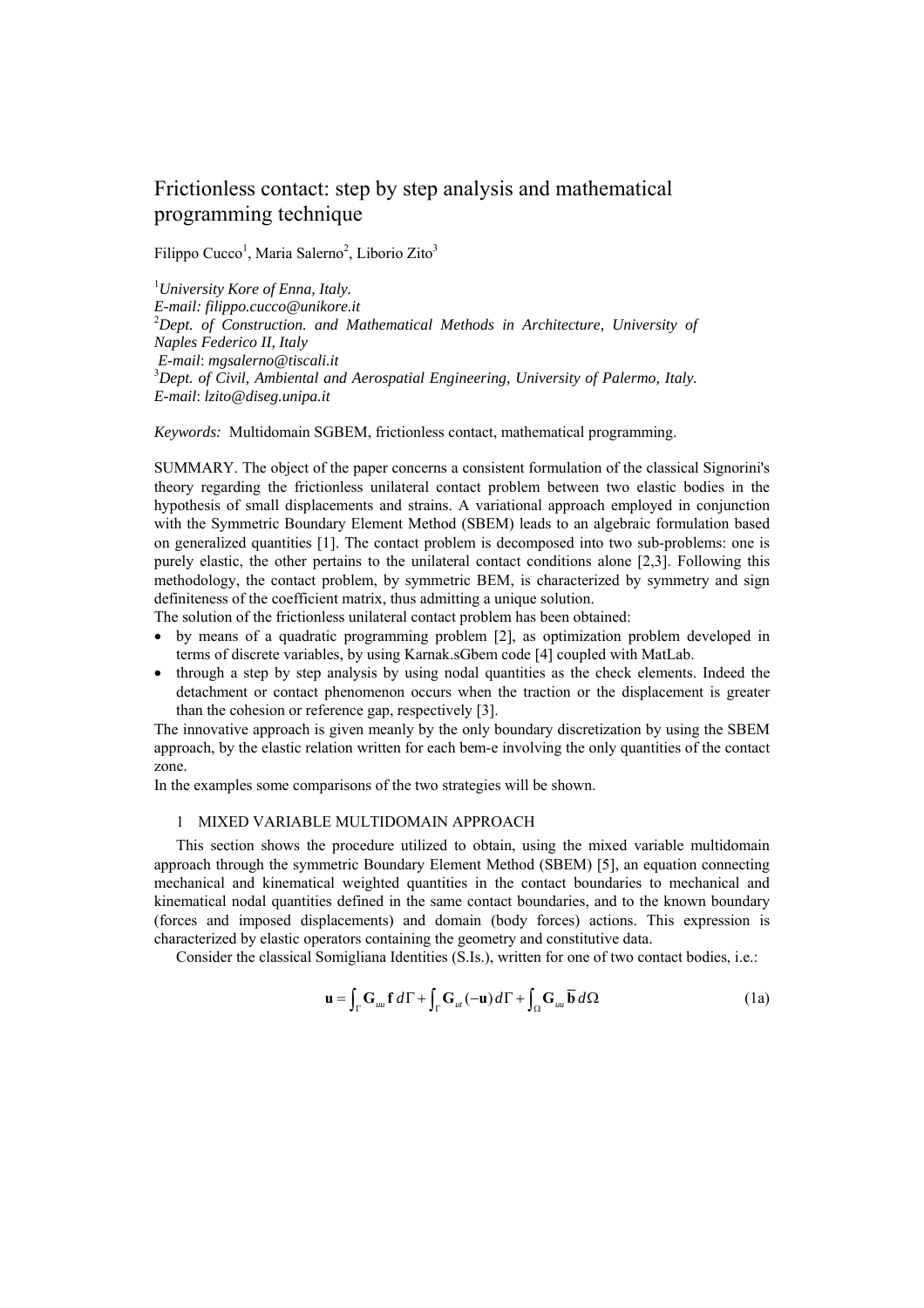# Frictionless contact: step by step analysis and mathematical programming technique

Filippo Cucco[1], Maria Salerno[2], Liborio Zito[3]

[1]*University Kore of Enna, Italy.*
*E-mail: filippo.cucco@unikore.it*
[2]*Dept. of Construction. and Mathematical Methods in Architecture, University of Naples Federico II, Italy*
*E-mail*: *mgsalerno@tiscali.it*
[3]*Dept. of Civil, Ambiental and Aerospatial Engineering, University of Palermo, Italy.*
*E-mail*: *lzito@diseg.unipa.it*

*Keywords:* Multidomain SGBEM, frictionless contact, mathematical programming.

SUMMARY. The object of the paper concerns a consistent formulation of the classical Signorini's theory regarding the frictionless unilateral contact problem between two elastic bodies in the hypothesis of small displacements and strains. A variational approach employed in conjunction with the Symmetric Boundary Element Method (SBEM) leads to an algebraic formulation based on generalized quantities [1]. The contact problem is decomposed into two sub-problems: one is purely elastic, the other pertains to the unilateral contact conditions alone [2,3]. Following this methodology, the contact problem, by symmetric BEM, is characterized by symmetry and sign definiteness of the coefficient matrix, thus admitting a unique solution.
The solution of the frictionless unilateral contact problem has been obtained:

- by means of a quadratic programming problem [2], as optimization problem developed in terms of discrete variables, by using Karnak.sGbem code [4] coupled with MatLab.
- through a step by step analysis by using nodal quantities as the check elements. Indeed the detachment or contact phenomenon occurs when the traction or the displacement is greater than the cohesion or reference gap, respectively [3].

The innovative approach is given meanly by the only boundary discretization by using the SBEM approach, by the elastic relation written for each bem-e involving the only quantities of the contact zone.
In the examples some comparisons of the two strategies will be shown.

## 1 MIXED VARIABLE MULTIDOMAIN APPROACH

This section shows the procedure utilized to obtain, using the mixed variable multidomain approach through the symmetric Boundary Element Method (SBEM) [5], an equation connecting mechanical and kinematical weighted quantities in the contact boundaries to mechanical and kinematical nodal quantities defined in the same contact boundaries, and to the known boundary (forces and imposed displacements) and domain (body forces) actions. This expression is characterized by elastic operators containing the geometry and constitutive data.

Consider the classical Somigliana Identities (S.Is.), written for one of two contact bodies, i.e.:

$$\mathbf{u} = \int_{\Gamma} \mathbf{G}_{uu}\, \mathbf{f}\, d\Gamma + \int_{\Gamma} \mathbf{G}_{ut}\,(-\mathbf{u})\, d\Gamma + \int_{\Omega} \mathbf{G}_{uu}\, \overline{\mathbf{b}}\, d\Omega \tag{1a}$$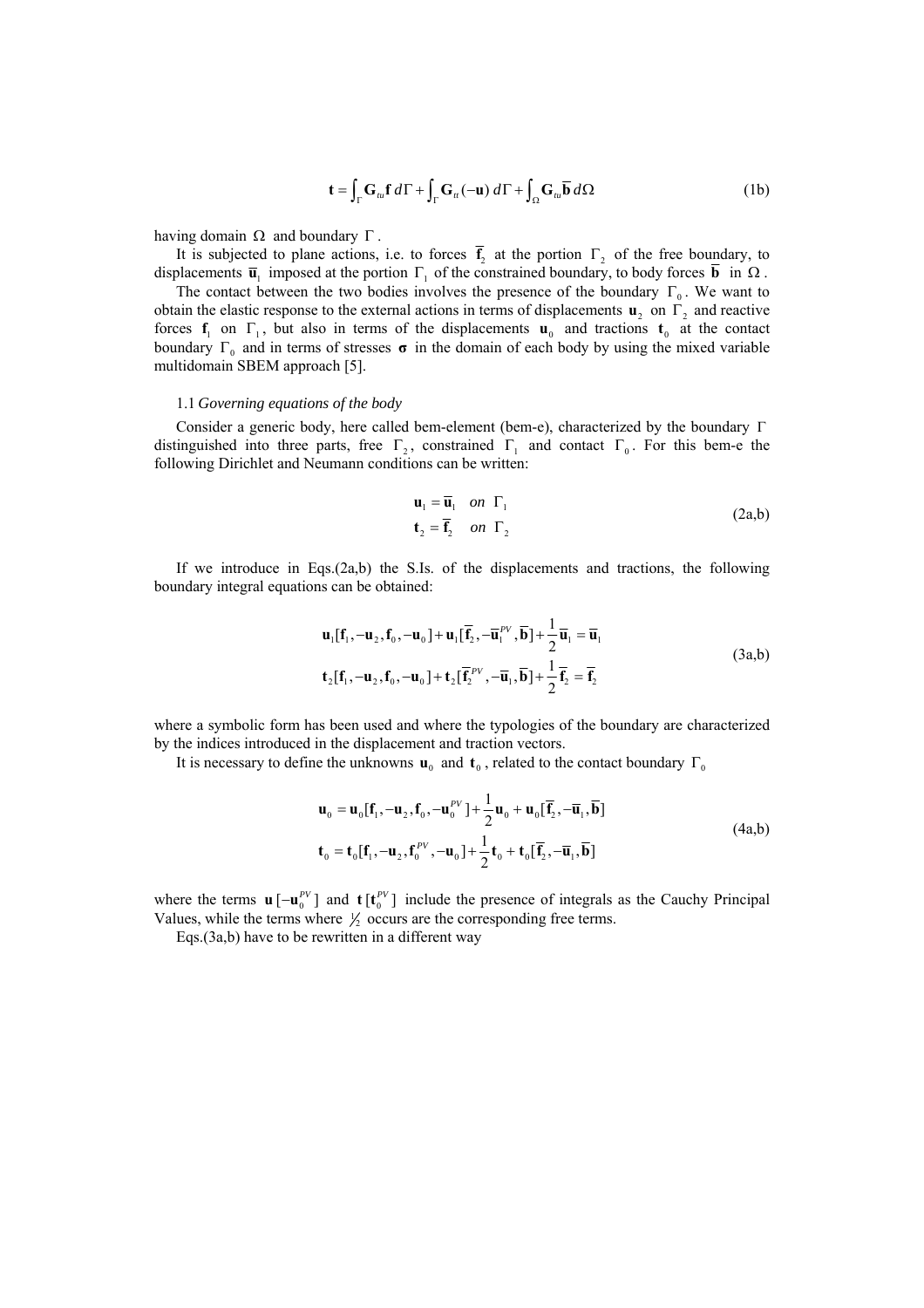$$\mathbf{t} = \int_{\Gamma} \mathbf{G}_{tu} \mathbf{f} \, d\Gamma + \int_{\Gamma} \mathbf{G}_{tt} (-\mathbf{u}) \, d\Gamma + \int_{\Omega} \mathbf{G}_{tu} \overline{\mathbf{b}} \, d\Omega \tag{1b}$$

having domain $\Omega$ and boundary $\Gamma$.

It is subjected to plane actions, i.e. to forces $\overline{\mathbf{f}}_2$ at the portion $\Gamma_2$ of the free boundary, to displacements $\overline{\mathbf{u}}_1$ imposed at the portion $\Gamma_1$ of the constrained boundary, to body forces $\overline{\mathbf{b}}$ in $\Omega$.

The contact between the two bodies involves the presence of the boundary $\Gamma_0$. We want to obtain the elastic response to the external actions in terms of displacements $\mathbf{u}_2$ on $\Gamma_2$ and reactive forces $\mathbf{f}_1$ on $\Gamma_1$, but also in terms of the displacements $\mathbf{u}_0$ and tractions $\mathbf{t}_0$ at the contact boundary $\Gamma_0$ and in terms of stresses $\boldsymbol{\sigma}$ in the domain of each body by using the mixed variable multidomain SBEM approach [5].

### 1.1 *Governing equations of the body*

Consider a generic body, here called bem-element (bem-e), characterized by the boundary $\Gamma$ distinguished into three parts, free $\Gamma_2$, constrained $\Gamma_1$ and contact $\Gamma_0$. For this bem-e the following Dirichlet and Neumann conditions can be written:

$$\begin{aligned} \mathbf{u}_1 &= \overline{\mathbf{u}}_1 \quad on \;\; \Gamma_1 \\ \mathbf{t}_2 &= \overline{\mathbf{f}}_2 \quad on \;\; \Gamma_2 \end{aligned} \tag{2a,b}$$

If we introduce in Eqs.(2a,b) the S.Is. of the displacements and tractions, the following boundary integral equations can be obtained:

$$\begin{aligned} \mathbf{u}_1[\mathbf{f}_1, -\mathbf{u}_2, \mathbf{f}_0, -\mathbf{u}_0] + \mathbf{u}_1[\overline{\mathbf{f}}_2, -\overline{\mathbf{u}}_1^{PV}, \overline{\mathbf{b}}] + \frac{1}{2}\overline{\mathbf{u}}_1 &= \overline{\mathbf{u}}_1 \\ \mathbf{t}_2[\mathbf{f}_1, -\mathbf{u}_2, \mathbf{f}_0, -\mathbf{u}_0] + \mathbf{t}_2[\overline{\mathbf{f}}_2^{PV}, -\overline{\mathbf{u}}_1, \overline{\mathbf{b}}] + \frac{1}{2}\overline{\mathbf{f}}_2 &= \overline{\mathbf{f}}_2 \end{aligned} \tag{3a,b}$$

where a symbolic form has been used and where the typologies of the boundary are characterized by the indices introduced in the displacement and traction vectors.

It is necessary to define the unknowns $\mathbf{u}_0$ and $\mathbf{t}_0$, related to the contact boundary $\Gamma_0$

$$\begin{aligned} \mathbf{u}_0 &= \mathbf{u}_0[\mathbf{f}_1, -\mathbf{u}_2, \mathbf{f}_0, -\mathbf{u}_0^{PV}] + \frac{1}{2}\mathbf{u}_0 + \mathbf{u}_0[\overline{\mathbf{f}}_2, -\overline{\mathbf{u}}_1, \overline{\mathbf{b}}] \\ \mathbf{t}_0 &= \mathbf{t}_0[\mathbf{f}_1, -\mathbf{u}_2, \mathbf{f}_0^{PV}, -\mathbf{u}_0] + \frac{1}{2}\mathbf{t}_0 + \mathbf{t}_0[\overline{\mathbf{f}}_2, -\overline{\mathbf{u}}_1, \overline{\mathbf{b}}] \end{aligned} \tag{4a,b}$$

where the terms $\mathbf{u}[-\mathbf{u}_0^{PV}]$ and $\mathbf{t}[\mathbf{t}_0^{PV}]$ include the presence of integrals as the Cauchy Principal Values, while the terms where $\frac{1}{2}$ occurs are the corresponding free terms.

Eqs.(3a,b) have to be rewritten in a different way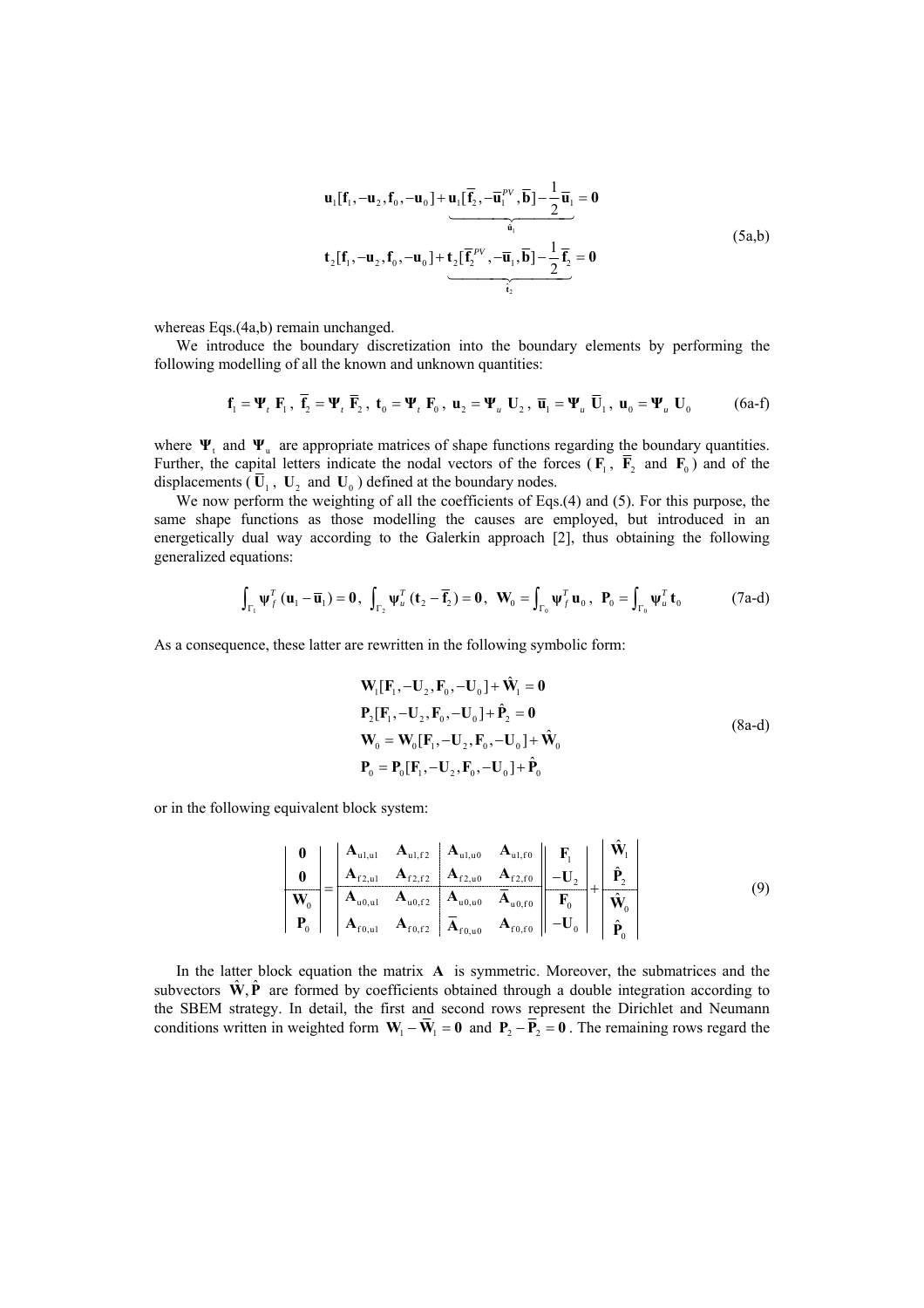$$
\mathbf{u}_1[\mathbf{f}_1, -\mathbf{u}_2, \mathbf{f}_0, -\mathbf{u}_0] + \underbrace{\mathbf{u}_1[\overline{\mathbf{f}}_2, -\overline{\mathbf{u}}_1^{PV}, \overline{\mathbf{b}}] - \frac{1}{2}\overline{\mathbf{u}}_1}_{\hat{\mathbf{u}}_1} = \mathbf{0}
$$

$$
\mathbf{t}_2[\mathbf{f}_1, -\mathbf{u}_2, \mathbf{f}_0, -\mathbf{u}_0] + \underbrace{\mathbf{t}_2[\overline{\mathbf{f}}_2^{PV}, -\overline{\mathbf{u}}_1, \overline{\mathbf{b}}] - \frac{1}{2}\overline{\mathbf{f}}_2}_{\hat{\mathbf{t}}_2} = \mathbf{0} \tag{5a,b}
$$

whereas Eqs.(4a,b) remain unchanged.

We introduce the boundary discretization into the boundary elements by performing the following modelling of all the known and unknown quantities:

$$
\mathbf{f}_1 = \mathbf{\Psi}_t\, \mathbf{F}_1,\ \overline{\mathbf{f}}_2 = \mathbf{\Psi}_t\, \overline{\mathbf{F}}_2,\ \mathbf{t}_0 = \mathbf{\Psi}_t\, \mathbf{F}_0,\ \mathbf{u}_2 = \mathbf{\Psi}_u\, \mathbf{U}_2,\ \overline{\mathbf{u}}_1 = \mathbf{\Psi}_u\, \overline{\mathbf{U}}_1,\ \mathbf{u}_0 = \mathbf{\Psi}_u\, \mathbf{U}_0 \tag{6a-f}
$$

where $\mathbf{\Psi}_t$ and $\mathbf{\Psi}_u$ are appropriate matrices of shape functions regarding the boundary quantities. Further, the capital letters indicate the nodal vectors of the forces ($\mathbf{F}_1$, $\overline{\mathbf{F}}_2$ and $\mathbf{F}_0$) and of the displacements ($\overline{\mathbf{U}}_1$, $\mathbf{U}_2$ and $\mathbf{U}_0$) defined at the boundary nodes.

We now perform the weighting of all the coefficients of Eqs.(4) and (5). For this purpose, the same shape functions as those modelling the causes are employed, but introduced in an energetically dual way according to the Galerkin approach [2], thus obtaining the following generalized equations:

$$
\int_{\Gamma_1} \boldsymbol{\psi}_f^T\, (\mathbf{u}_1 - \overline{\mathbf{u}}_1) = \mathbf{0},\ \int_{\Gamma_2} \boldsymbol{\psi}_u^T\, (\mathbf{t}_2 - \overline{\mathbf{f}}_2) = \mathbf{0},\ \mathbf{W}_0 = \int_{\Gamma_0} \boldsymbol{\psi}_f^T\, \mathbf{u}_0,\ \mathbf{P}_0 = \int_{\Gamma_0} \boldsymbol{\psi}_u^T\, \mathbf{t}_0 \tag{7a-d}
$$

As a consequence, these latter are rewritten in the following symbolic form:

$$
\begin{aligned}
&\mathbf{W}_1[\mathbf{F}_1, -\mathbf{U}_2, \mathbf{F}_0, -\mathbf{U}_0] + \hat{\mathbf{W}}_1 = \mathbf{0} \\
&\mathbf{P}_2[\mathbf{F}_1, -\mathbf{U}_2, \mathbf{F}_0, -\mathbf{U}_0] + \hat{\mathbf{P}}_2 = \mathbf{0} \\
&\mathbf{W}_0 = \mathbf{W}_0[\mathbf{F}_1, -\mathbf{U}_2, \mathbf{F}_0, -\mathbf{U}_0] + \hat{\mathbf{W}}_0 \\
&\mathbf{P}_0 = \mathbf{P}_0[\mathbf{F}_1, -\mathbf{U}_2, \mathbf{F}_0, -\mathbf{U}_0] + \hat{\mathbf{P}}_0
\end{aligned} \tag{8a-d}
$$

or in the following equivalent block system:

$$
\begin{vmatrix} \mathbf{0} \\ \mathbf{0} \\ \mathbf{W}_0 \\ \mathbf{P}_0 \end{vmatrix} = \begin{vmatrix} \mathbf{A}_{u1,u1} & \mathbf{A}_{u1,f2} & \mathbf{A}_{u1,u0} & \mathbf{A}_{u1,f0} \\ \mathbf{A}_{f2,u1} & \mathbf{A}_{f2,f2} & \mathbf{A}_{f2,u0} & \mathbf{A}_{f2,f0} \\ \mathbf{A}_{u0,u1} & \mathbf{A}_{u0,f2} & \mathbf{A}_{u0,u0} & \overline{\mathbf{A}}_{u0,f0} \\ \mathbf{A}_{f0,u1} & \mathbf{A}_{f0,f2} & \overline{\mathbf{A}}_{f0,u0} & \mathbf{A}_{f0,f0} \end{vmatrix} \begin{vmatrix} \mathbf{F}_1 \\ -\mathbf{U}_2 \\ \mathbf{F}_0 \\ -\mathbf{U}_0 \end{vmatrix} + \begin{vmatrix} \hat{\mathbf{W}}_1 \\ \hat{\mathbf{P}}_2 \\ \hat{\mathbf{W}}_0 \\ \hat{\mathbf{P}}_0 \end{vmatrix} \tag{9}
$$

In the latter block equation the matrix $\mathbf{A}$ is symmetric. Moreover, the submatrices and the subvectors $\hat{\mathbf{W}}, \hat{\mathbf{P}}$ are formed by coefficients obtained through a double integration according to the SBEM strategy. In detail, the first and second rows represent the Dirichlet and Neumann conditions written in weighted form $\mathbf{W}_1 - \overline{\mathbf{W}}_1 = \mathbf{0}$ and $\mathbf{P}_2 - \overline{\mathbf{P}}_2 = \mathbf{0}$. The remaining rows regard the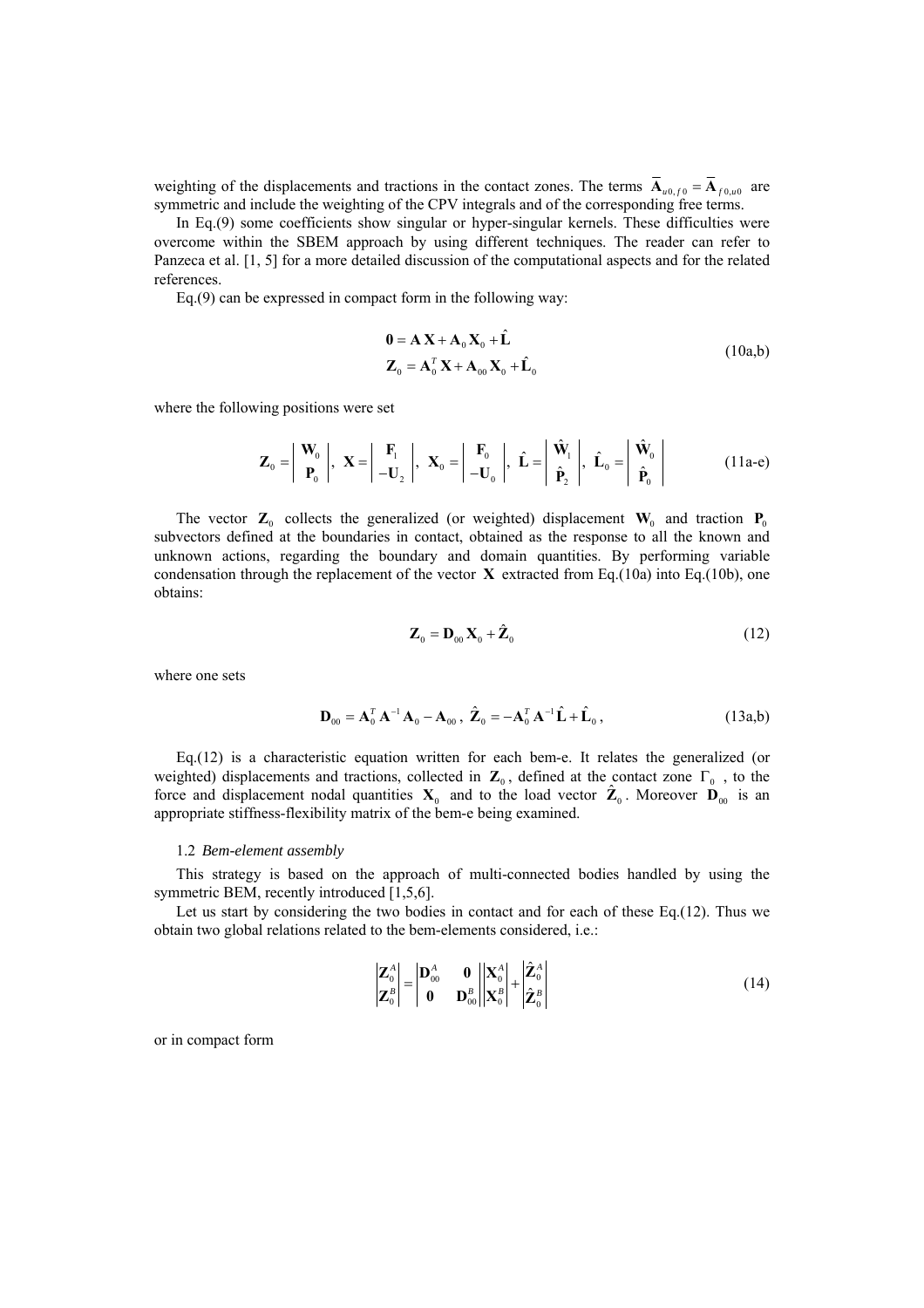weighting of the displacements and tractions in the contact zones. The terms $\overline{\mathbf{A}}_{u0,f0} = \overline{\mathbf{A}}_{f0,u0}$ are symmetric and include the weighting of the CPV integrals and of the corresponding free terms.

In Eq.(9) some coefficients show singular or hyper-singular kernels. These difficulties were overcome within the SBEM approach by using different techniques. The reader can refer to Panzeca et al. [1, 5] for a more detailed discussion of the computational aspects and for the related references.

Eq.(9) can be expressed in compact form in the following way:

$$
\begin{aligned}
\mathbf{0} &= \mathbf{A}\,\mathbf{X} + \mathbf{A}_0\,\mathbf{X}_0 + \hat{\mathbf{L}} \\
\mathbf{Z}_0 &= \mathbf{A}_0^T\,\mathbf{X} + \mathbf{A}_{00}\,\mathbf{X}_0 + \hat{\mathbf{L}}_0
\end{aligned}
\tag{10a,b}
$$

where the following positions were set

$$
\mathbf{Z}_0 = \begin{vmatrix} \mathbf{W}_0 \\ \mathbf{P}_0 \end{vmatrix},\;
\mathbf{X} = \begin{vmatrix} \mathbf{F}_1 \\ -\mathbf{U}_2 \end{vmatrix},\;
\mathbf{X}_0 = \begin{vmatrix} \mathbf{F}_0 \\ -\mathbf{U}_0 \end{vmatrix},\;
\hat{\mathbf{L}} = \begin{vmatrix} \hat{\mathbf{W}}_1 \\ \hat{\mathbf{P}}_2 \end{vmatrix},\;
\hat{\mathbf{L}}_0 = \begin{vmatrix} \hat{\mathbf{W}}_0 \\ \hat{\mathbf{P}}_0 \end{vmatrix}
\tag{11a-e}
$$

The vector $\mathbf{Z}_0$ collects the generalized (or weighted) displacement $\mathbf{W}_0$ and traction $\mathbf{P}_0$ subvectors defined at the boundaries in contact, obtained as the response to all the known and unknown actions, regarding the boundary and domain quantities. By performing variable condensation through the replacement of the vector $\mathbf{X}$ extracted from Eq.(10a) into Eq.(10b), one obtains:

$$
\mathbf{Z}_0 = \mathbf{D}_{00}\,\mathbf{X}_0 + \hat{\mathbf{Z}}_0
\tag{12}
$$

where one sets

$$
\mathbf{D}_{00} = \mathbf{A}_0^T\,\mathbf{A}^{-1}\,\mathbf{A}_0 - \mathbf{A}_{00}\,,\;\; \hat{\mathbf{Z}}_0 = -\mathbf{A}_0^T\,\mathbf{A}^{-1}\,\hat{\mathbf{L}} + \hat{\mathbf{L}}_0\,,
\tag{13a,b}
$$

Eq.(12) is a characteristic equation written for each bem-e. It relates the generalized (or weighted) displacements and tractions, collected in $\mathbf{Z}_0$, defined at the contact zone $\Gamma_0$, to the force and displacement nodal quantities $\mathbf{X}_0$ and to the load vector $\hat{\mathbf{Z}}_0$. Moreover $\mathbf{D}_{00}$ is an appropriate stiffness-flexibility matrix of the bem-e being examined.

### 1.2 *Bem-element assembly*

This strategy is based on the approach of multi-connected bodies handled by using the symmetric BEM, recently introduced [1,5,6].

Let us start by considering the two bodies in contact and for each of these Eq.(12). Thus we obtain two global relations related to the bem-elements considered, i.e.:

$$
\begin{vmatrix} \mathbf{Z}_0^A \\ \mathbf{Z}_0^B \end{vmatrix} =
\begin{vmatrix} \mathbf{D}_{00}^A & \mathbf{0} \\ \mathbf{0} & \mathbf{D}_{00}^B \end{vmatrix}
\begin{vmatrix} \mathbf{X}_0^A \\ \mathbf{X}_0^B \end{vmatrix} +
\begin{vmatrix} \hat{\mathbf{Z}}_0^A \\ \hat{\mathbf{Z}}_0^B \end{vmatrix}
\tag{14}
$$

or in compact form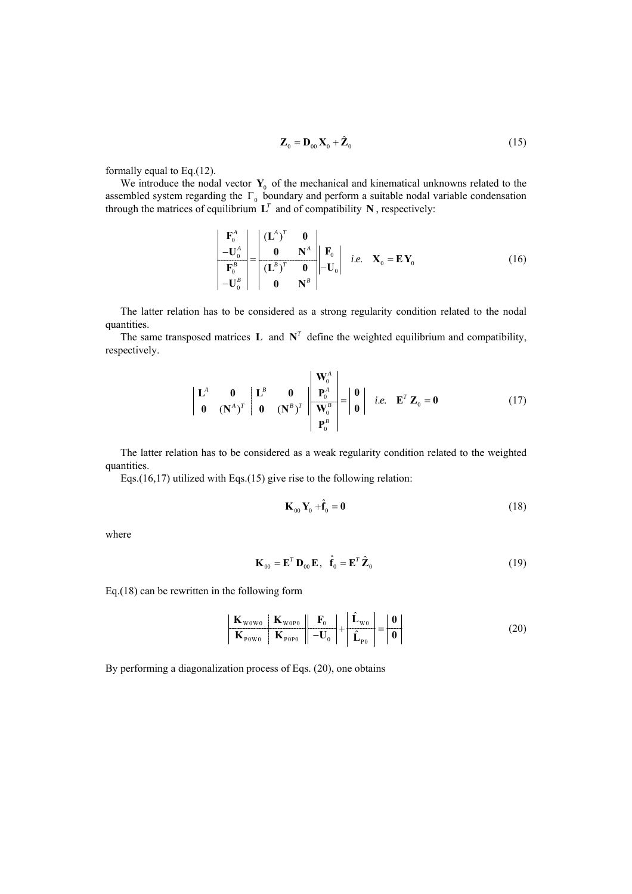$$\mathbf{Z}_0 = \mathbf{D}_{00}\,\mathbf{X}_0 + \hat{\mathbf{Z}}_0 \tag{15}$$

formally equal to Eq.(12).

We introduce the nodal vector $\mathbf{Y}_0$ of the mechanical and kinematical unknowns related to the assembled system regarding the $\Gamma_0$ boundary and perform a suitable nodal variable condensation through the matrices of equilibrium $\mathbf{L}^T$ and of compatibility $\mathbf{N}$, respectively:

$$\left|\begin{array}{c} \mathbf{F}_0^A \\ -\mathbf{U}_0^A \\ \hline \mathbf{F}_0^B \\ -\mathbf{U}_0^B \end{array}\right| = \left|\begin{array}{cc} (\mathbf{L}^A)^T & \mathbf{0} \\ \mathbf{0} & \mathbf{N}^A \\ \hline (\mathbf{L}^B)^T & \mathbf{0} \\ \mathbf{0} & \mathbf{N}^B \end{array}\right| \left|\begin{array}{c} \mathbf{F}_0 \\ -\mathbf{U}_0 \end{array}\right| \quad \textit{i.e.} \quad \mathbf{X}_0 = \mathbf{E}\,\mathbf{Y}_0 \tag{16}$$

The latter relation has to be considered as a strong regularity condition related to the nodal quantities.

The same transposed matrices $\mathbf{L}$ and $\mathbf{N}^T$ define the weighted equilibrium and compatibility, respectively.

$$\left|\begin{array}{cc|cc} \mathbf{L}^A & \mathbf{0} & \mathbf{L}^B & \mathbf{0} \\ \mathbf{0} & (\mathbf{N}^A)^T & \mathbf{0} & (\mathbf{N}^B)^T \end{array}\right| \left|\begin{array}{c} \mathbf{W}_0^A \\ \mathbf{P}_0^A \\ \hline \mathbf{W}_0^B \\ \mathbf{P}_0^B \end{array}\right| = \left|\begin{array}{c} \mathbf{0} \\ \mathbf{0} \end{array}\right| \quad \textit{i.e.} \quad \mathbf{E}^T\,\mathbf{Z}_0 = \mathbf{0} \tag{17}$$

The latter relation has to be considered as a weak regularity condition related to the weighted quantities.

Eqs.(16,17) utilized with Eqs.(15) give rise to the following relation:

$$\mathbf{K}_{00}\,\mathbf{Y}_0 + \hat{\mathbf{f}}_0 = \mathbf{0} \tag{18}$$

where

$$\mathbf{K}_{00} = \mathbf{E}^T\,\mathbf{D}_{00}\,\mathbf{E}, \quad \hat{\mathbf{f}}_0 = \mathbf{E}^T\,\hat{\mathbf{Z}}_0 \tag{19}$$

Eq.(18) can be rewritten in the following form

$$\left|\begin{array}{c|c} \mathbf{K}_{\mathrm{W0W0}} & \mathbf{K}_{\mathrm{W0P0}} \\ \hline \mathbf{K}_{\mathrm{P0W0}} & \mathbf{K}_{\mathrm{P0P0}} \end{array}\right| \left|\begin{array}{c} \mathbf{F}_0 \\ \hline -\mathbf{U}_0 \end{array}\right| + \left|\begin{array}{c} \hat{\mathbf{L}}_{\mathrm{W0}} \\ \hline \hat{\mathbf{L}}_{\mathrm{P0}} \end{array}\right| = \left|\begin{array}{c} \mathbf{0} \\ \hline \mathbf{0} \end{array}\right| \tag{20}$$

By performing a diagonalization process of Eqs. (20), one obtains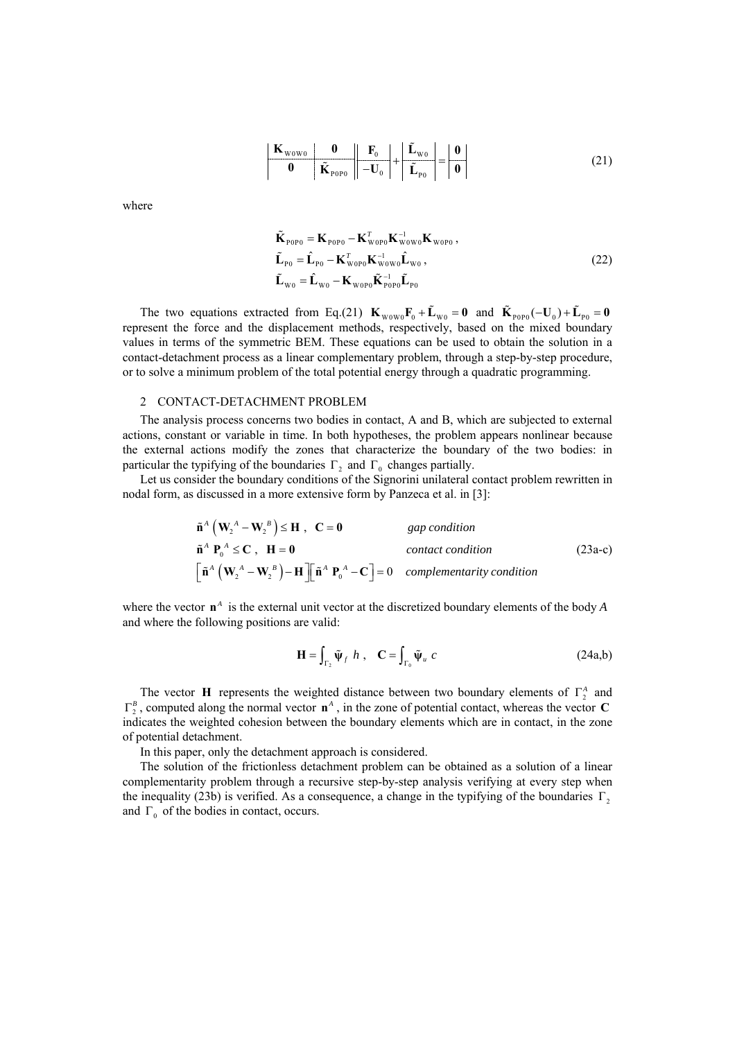$$
\left|\begin{array}{c|c}
\mathbf{K}_{\mathrm{W0W0}} & \mathbf{0} \\
\hline
\mathbf{0} & \tilde{\mathbf{K}}_{\mathrm{P0P0}}
\end{array}\right|
\left|\begin{array}{c}
\mathbf{F}_0 \\
\hline
-\mathbf{U}_0
\end{array}\right|
+
\left|\begin{array}{c}
\tilde{\mathbf{L}}_{\mathrm{W0}} \\
\hline
\tilde{\mathbf{L}}_{\mathrm{P0}}
\end{array}\right|
=
\left|\begin{array}{c}
\mathbf{0} \\
\hline
\mathbf{0}
\end{array}\right|
\tag{21}
$$

where

$$
\begin{aligned}
&\tilde{\mathbf{K}}_{\mathrm{P0P0}} = \mathbf{K}_{\mathrm{P0P0}} - \mathbf{K}_{\mathrm{W0P0}}^{T}\mathbf{K}_{\mathrm{W0W0}}^{-1}\mathbf{K}_{\mathrm{W0P0}}\,, \\
&\tilde{\mathbf{L}}_{\mathrm{P0}} = \hat{\mathbf{L}}_{\mathrm{P0}} - \mathbf{K}_{\mathrm{W0P0}}^{T}\mathbf{K}_{\mathrm{W0W0}}^{-1}\hat{\mathbf{L}}_{\mathrm{W0}}\,, \\
&\tilde{\mathbf{L}}_{\mathrm{W0}} = \hat{\mathbf{L}}_{\mathrm{W0}} - \mathbf{K}_{\mathrm{W0P0}}\tilde{\mathbf{K}}_{\mathrm{P0P0}}^{-1}\tilde{\mathbf{L}}_{\mathrm{P0}}
\end{aligned}
\tag{22}
$$

The two equations extracted from Eq.(21) $\mathbf{K}_{\mathrm{W0W0}}\mathbf{F}_0 + \tilde{\mathbf{L}}_{\mathrm{W0}} = \mathbf{0}$ and $\tilde{\mathbf{K}}_{\mathrm{P0P0}}(-\mathbf{U}_0) + \tilde{\mathbf{L}}_{\mathrm{P0}} = \mathbf{0}$ represent the force and the displacement methods, respectively, based on the mixed boundary values in terms of the symmetric BEM. These equations can be used to obtain the solution in a contact-detachment process as a linear complementary problem, through a step-by-step procedure, or to solve a minimum problem of the total potential energy through a quadratic programming.

## 2 CONTACT-DETACHMENT PROBLEM

The analysis process concerns two bodies in contact, A and B, which are subjected to external actions, constant or variable in time. In both hypotheses, the problem appears nonlinear because the external actions modify the zones that characterize the boundary of the two bodies: in particular the typifying of the boundaries $\Gamma_2$ and $\Gamma_0$ changes partially.

Let us consider the boundary conditions of the Signorini unilateral contact problem rewritten in nodal form, as discussed in a more extensive form by Panzeca et al. in [3]:

$$
\begin{aligned}
&\tilde{\mathbf{n}}^{A}\left(\mathbf{W}_2^{\,A} - \mathbf{W}_2^{\,B}\right) \le \mathbf{H}\,,\ \ \mathbf{C} = \mathbf{0} && \textit{gap condition} \\
&\tilde{\mathbf{n}}^{A}\ \mathbf{P}_0^{\,A} \le \mathbf{C}\,,\ \ \mathbf{H} = \mathbf{0} && \textit{contact condition} \\
&\left[\tilde{\mathbf{n}}^{A}\left(\mathbf{W}_2^{\,A} - \mathbf{W}_2^{\,B}\right) - \mathbf{H}\right]\left[\tilde{\mathbf{n}}^{A}\ \mathbf{P}_0^{\,A} - \mathbf{C}\right] = 0 && \textit{complementarity condition}
\end{aligned}
\tag{23a-c}
$$

where the vector $\mathbf{n}^{A}$ is the external unit vector at the discretized boundary elements of the body $A$ and where the following positions are valid:

$$
\mathbf{H} = \int_{\Gamma_2} \tilde{\boldsymbol{\psi}}_f\ h\,, \quad \mathbf{C} = \int_{\Gamma_0} \tilde{\boldsymbol{\psi}}_u\ c
\tag{24a,b}
$$

The vector $\mathbf{H}$ represents the weighted distance between two boundary elements of $\Gamma_2^{A}$ and $\Gamma_2^{B}$, computed along the normal vector $\mathbf{n}^{A}$, in the zone of potential contact, whereas the vector $\mathbf{C}$ indicates the weighted cohesion between the boundary elements which are in contact, in the zone of potential detachment.

In this paper, only the detachment approach is considered.

The solution of the frictionless detachment problem can be obtained as a solution of a linear complementarity problem through a recursive step-by-step analysis verifying at every step when the inequality (23b) is verified. As a consequence, a change in the typifying of the boundaries $\Gamma_2$ and $\Gamma_0$ of the bodies in contact, occurs.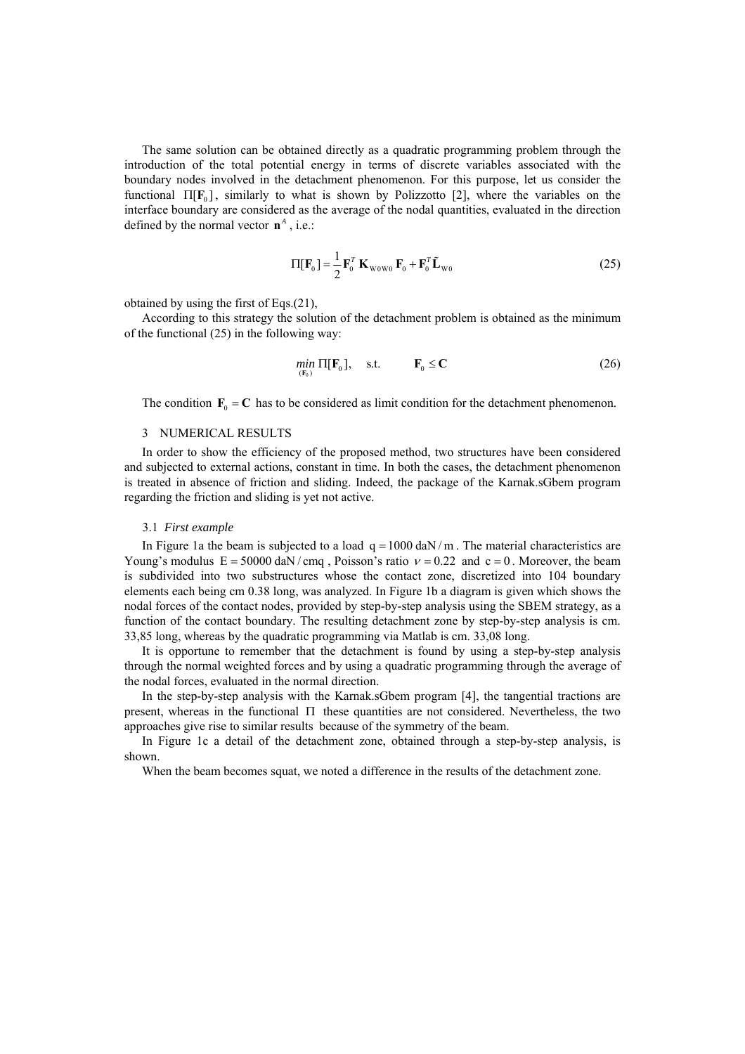The same solution can be obtained directly as a quadratic programming problem through the introduction of the total potential energy in terms of discrete variables associated with the boundary nodes involved in the detachment phenomenon. For this purpose, let us consider the functional $\Pi[\mathbf{F}_0]$, similarly to what is shown by Polizzotto [2], where the variables on the interface boundary are considered as the average of the nodal quantities, evaluated in the direction defined by the normal vector $\mathbf{n}^A$, i.e.:

$$\Pi[\mathbf{F}_0] = \frac{1}{2}\mathbf{F}_0^T\,\mathbf{K}_{\mathrm{W0W0}}\,\mathbf{F}_0 + \mathbf{F}_0^T\tilde{\mathbf{L}}_{\mathrm{W0}} \tag{25}$$

obtained by using the first of Eqs.(21),

According to this strategy the solution of the detachment problem is obtained as the minimum of the functional (25) in the following way:

$$\underset{(\mathbf{F}_0)}{min}\ \Pi[\mathbf{F}_0], \quad \text{s.t.} \qquad \mathbf{F}_0 \le \mathbf{C} \tag{26}$$

The condition $\mathbf{F}_0 = \mathbf{C}$ has to be considered as limit condition for the detachment phenomenon.

## 3 NUMERICAL RESULTS

In order to show the efficiency of the proposed method, two structures have been considered and subjected to external actions, constant in time. In both the cases, the detachment phenomenon is treated in absence of friction and sliding. Indeed, the package of the Karnak.sGbem program regarding the friction and sliding is yet not active.

### 3.1 *First example*

In Figure 1a the beam is subjected to a load $q = 1000\ \mathrm{daN/m}$. The material characteristics are Young's modulus $E = 50000\ \mathrm{daN/cmq}$, Poisson's ratio $\nu = 0.22$ and $c = 0$. Moreover, the beam is subdivided into two substructures whose the contact zone, discretized into 104 boundary elements each being cm 0.38 long, was analyzed. In Figure 1b a diagram is given which shows the nodal forces of the contact nodes, provided by step-by-step analysis using the SBEM strategy, as a function of the contact boundary. The resulting detachment zone by step-by-step analysis is cm. 33,85 long, whereas by the quadratic programming via Matlab is cm. 33,08 long.

It is opportune to remember that the detachment is found by using a step-by-step analysis through the normal weighted forces and by using a quadratic programming through the average of the nodal forces, evaluated in the normal direction.

In the step-by-step analysis with the Karnak.sGbem program [4], the tangential tractions are present, whereas in the functional $\Pi$ these quantities are not considered. Nevertheless, the two approaches give rise to similar results because of the symmetry of the beam.

In Figure 1c a detail of the detachment zone, obtained through a step-by-step analysis, is shown.

When the beam becomes squat, we noted a difference in the results of the detachment zone.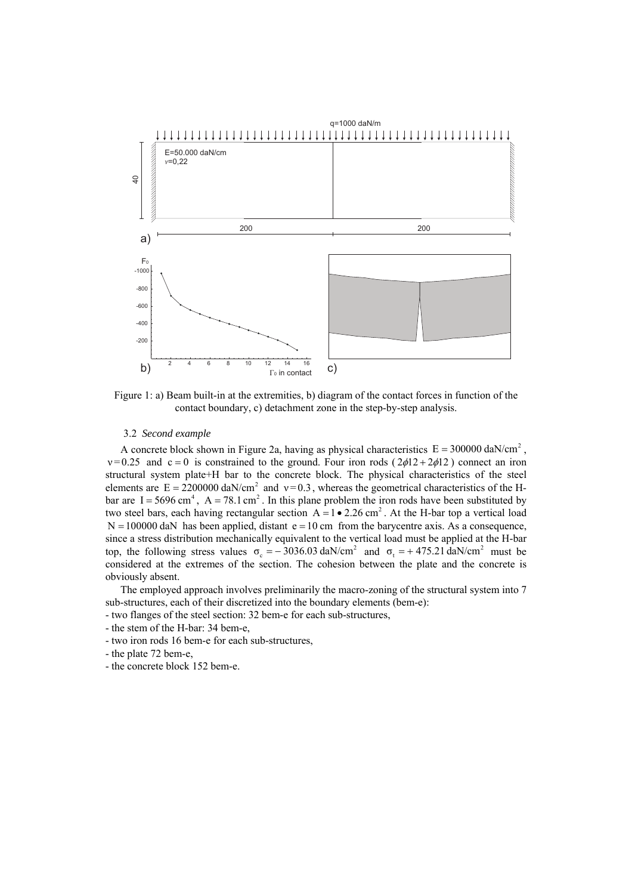Figure 1: a) Beam built-in at the extremities, b) diagram of the contact forces in function of the contact boundary, c) detachment zone in the step-by-step analysis.

### 3.2 *Second example*

A concrete block shown in Figure 2a, having as physical characteristics $E = 300000 \text{ daN/cm}^2$, $\nu = 0.25$ and $c = 0$ is constrained to the ground. Four iron rods ($2\phi12 + 2\phi12$) connect an iron structural system plate+H bar to the concrete block. The physical characteristics of the steel elements are $E = 2200000 \text{ daN/cm}^2$ and $\nu = 0.3$, whereas the geometrical characteristics of the H-bar are $I = 5696 \text{ cm}^4$, $A = 78.1 \text{ cm}^2$. In this plane problem the iron rods have been substituted by two steel bars, each having rectangular section $A = 1 \bullet 2.26 \text{ cm}^2$. At the H-bar top a vertical load $N = 100000 \text{ daN}$ has been applied, distant $e = 10 \text{ cm}$ from the barycentre axis. As a consequence, since a stress distribution mechanically equivalent to the vertical load must be applied at the H-bar top, the following stress values $\sigma_c = -3036.03 \text{ daN/cm}^2$ and $\sigma_t = +475.21 \text{ daN/cm}^2$ must be considered at the extremes of the section. The cohesion between the plate and the concrete is obviously absent.

The employed approach involves preliminarily the macro-zoning of the structural system into 7 sub-structures, each of their discretized into the boundary elements (bem-e):

- two flanges of the steel section: 32 bem-e for each sub-structures,
- the stem of the H-bar: 34 bem-e,
- two iron rods 16 bem-e for each sub-structures,
- the plate 72 bem-e,
- the concrete block 152 bem-e.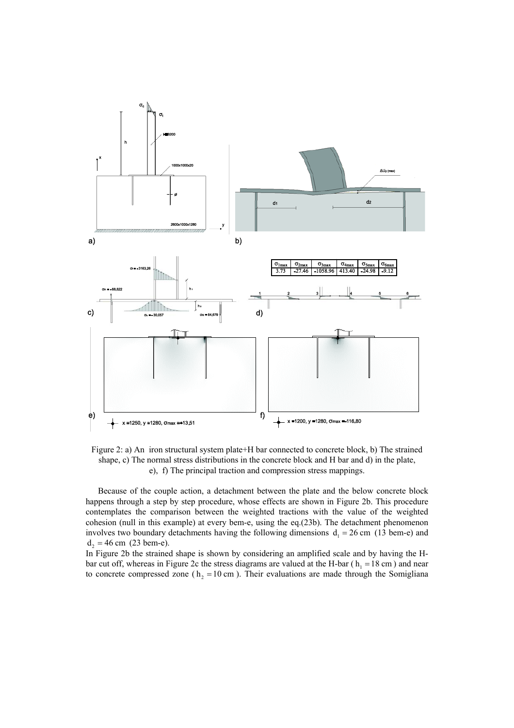| $\sigma_{1max}$ | $\sigma_{2max}$ | $\sigma_{3max}$ | $\sigma_{4max}$ | $\sigma_{5max}$ | $\sigma_{6max}$ |
| --- | --- | --- | --- | --- | --- |
| 3.73 | -27.46 | -1058.96 | 413.40 | -24.98 | -9.12 |

Figure 2: a) An iron structural system plate+H bar connected to concrete block, b) The strained shape, c) The normal stress distributions in the concrete block and H bar and d) in the plate, e), f) The principal traction and compression stress mappings.

Because of the couple action, a detachment between the plate and the below concrete block happens through a step by step procedure, whose effects are shown in Figure 2b. This procedure contemplates the comparison between the weighted tractions with the value of the weighted cohesion (null in this example) at every bem-e, using the eq.(23b). The detachment phenomenon involves two boundary detachments having the following dimensions $d_1 = 26$ cm (13 bem-e) and $d_2 = 46$ cm (23 bem-e).
In Figure 2b the strained shape is shown by considering an amplified scale and by having the H-bar cut off, whereas in Figure 2c the stress diagrams are valued at the H-bar ($h_1 = 18$ cm) and near to concrete compressed zone ($h_2 = 10$ cm). Their evaluations are made through the Somigliana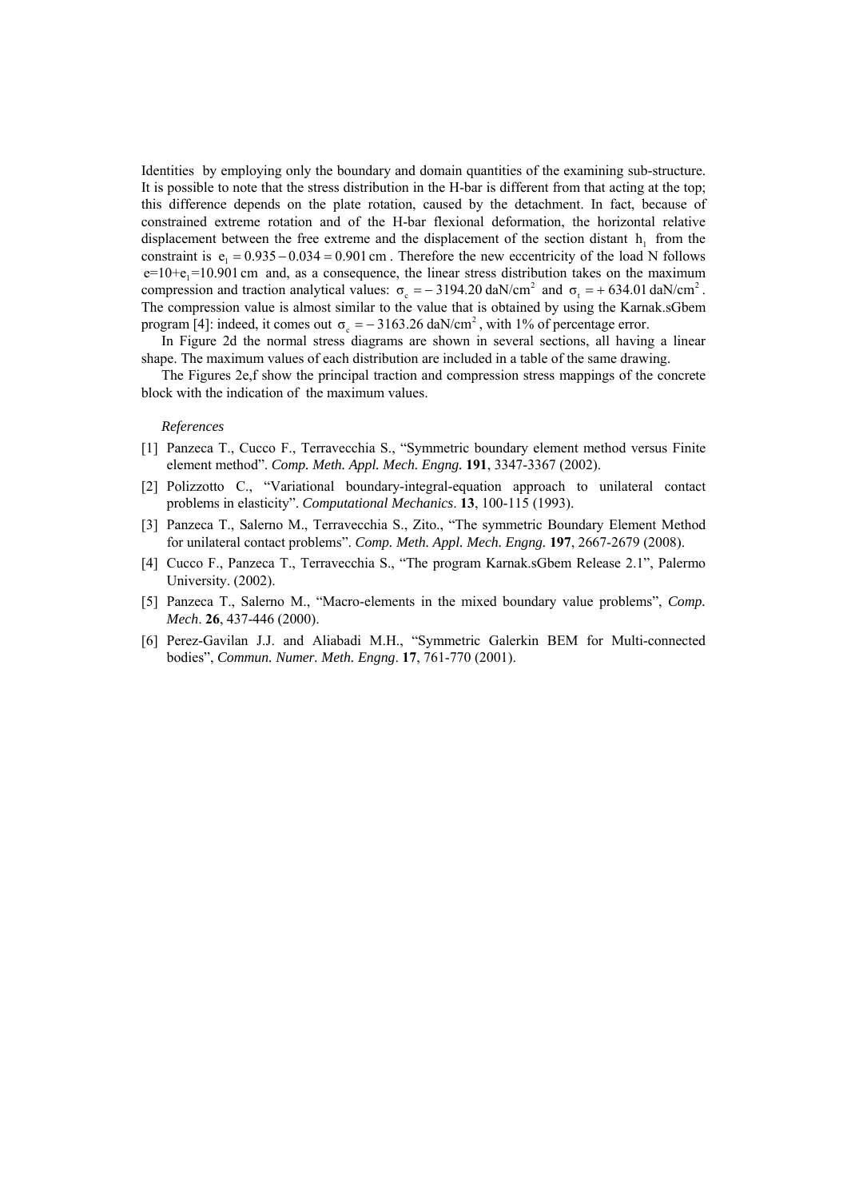Identities by employing only the boundary and domain quantities of the examining sub-structure. It is possible to note that the stress distribution in the H-bar is different from that acting at the top; this difference depends on the plate rotation, caused by the detachment. In fact, because of constrained extreme rotation and of the H-bar flexional deformation, the horizontal relative displacement between the free extreme and the displacement of the section distant $h_1$ from the constraint is $e_1 = 0.935 - 0.034 = 0.901\,\text{cm}$. Therefore the new eccentricity of the load N follows $e=10+e_1=10.901\,\text{cm}$ and, as a consequence, the linear stress distribution takes on the maximum compression and traction analytical values: $\sigma_c = -3194.20\,\text{daN/cm}^2$ and $\sigma_t = +634.01\,\text{daN/cm}^2$. The compression value is almost similar to the value that is obtained by using the Karnak.sGbem program [4]: indeed, it comes out $\sigma_c = -3163.26\,\text{daN/cm}^2$, with 1% of percentage error.

In Figure 2d the normal stress diagrams are shown in several sections, all having a linear shape. The maximum values of each distribution are included in a table of the same drawing.

The Figures 2e,f show the principal traction and compression stress mappings of the concrete block with the indication of the maximum values.

*References*

[1] Panzeca T., Cucco F., Terravecchia S., "Symmetric boundary element method versus Finite element method". *Comp. Meth. Appl. Mech. Engng.* **191**, 3347-3367 (2002).

[2] Polizzotto C., "Variational boundary-integral-equation approach to unilateral contact problems in elasticity". *Computational Mechanics*. **13**, 100-115 (1993).

[3] Panzeca T., Salerno M., Terravecchia S., Zito., "The symmetric Boundary Element Method for unilateral contact problems". *Comp. Meth. Appl. Mech. Engng.* **197**, 2667-2679 (2008).

[4] Cucco F., Panzeca T., Terravecchia S., "The program Karnak.sGbem Release 2.1", Palermo University. (2002).

[5] Panzeca T., Salerno M., "Macro-elements in the mixed boundary value problems", *Comp. Mech*. **26**, 437-446 (2000).

[6] Perez-Gavilan J.J. and Aliabadi M.H., "Symmetric Galerkin BEM for Multi-connected bodies", *Commun. Numer. Meth. Engng*. **17**, 761-770 (2001).